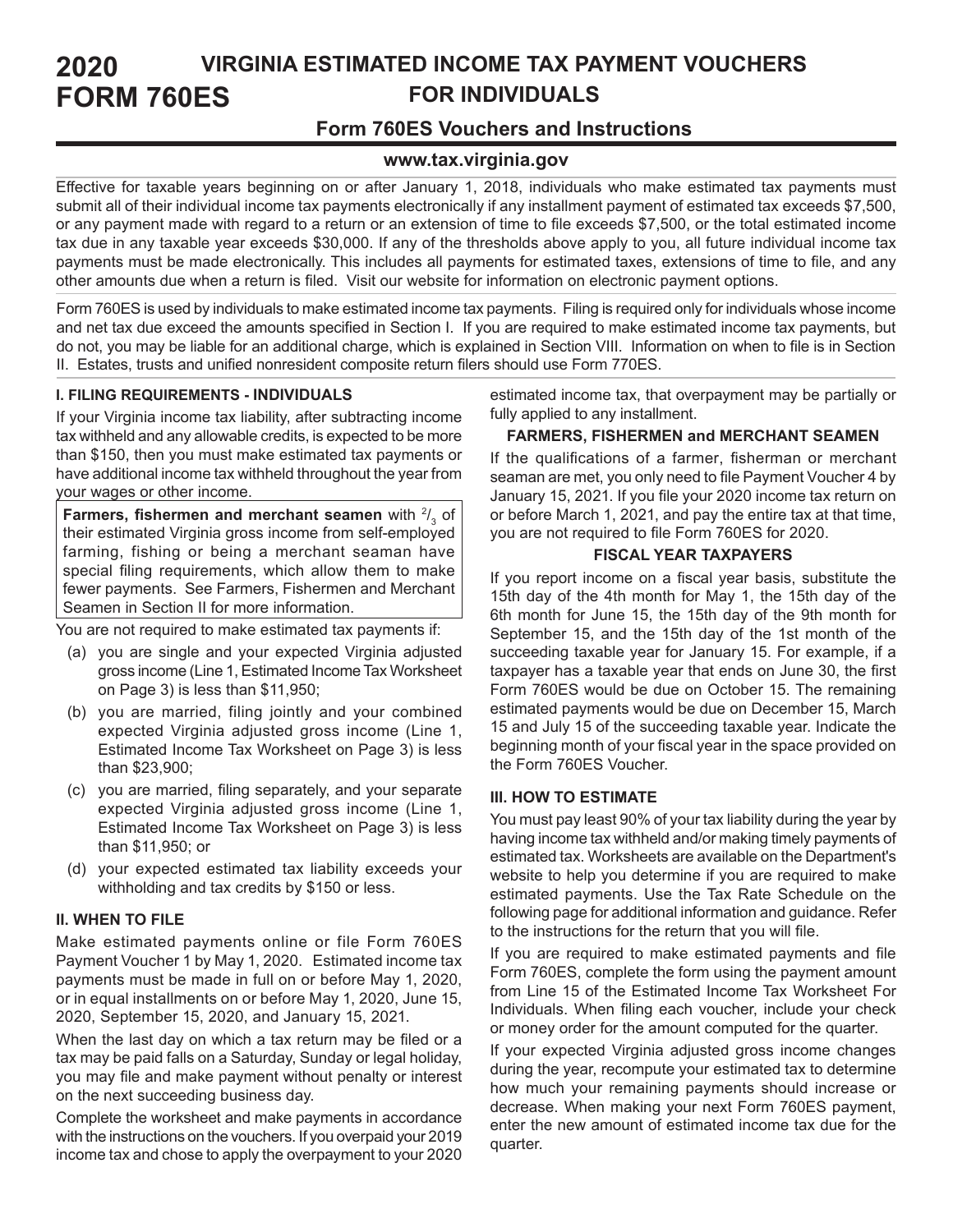# 2020 FORM 760ES

# VIRGINIA ESTIMATED INCOME TAX PAYMENT VOUCHERS FOR INDIVIDUALS

## Form 760ES Vouchers and Instructions

**www.tax.virginia.gov**

Effective for taxable years beginning on or after January 1, 2018, individuals who make estimated tax payments must submit all of their individual income tax payments electronically if any installment payment of estimated tax exceeds $7,500, or any payment made with regard to a return or an extension of time to file exceeds $7,500, or the total estimated income tax due in any taxable year exceeds $30,000. If any of the thresholds above apply to you, all future individual income tax payments must be made electronically. This includes all payments for estimated taxes, extensions of time to file, and any other amounts due when a return is filed. Visit our website for information on electronic payment options.

Form 760ES is used by individuals to make estimated income tax payments. Filing is required only for individuals whose income and net tax due exceed the amounts specified in Section I. If you are required to make estimated income tax payments, but do not, you may be liable for an additional charge, which is explained in Section VIII. Information on when to file is in Section II. Estates, trusts and unified nonresident composite return filers should use Form 770ES.

### I. FILING REQUIREMENTS - INDIVIDUALS

If your Virginia income tax liability, after subtracting income tax withheld and any allowable credits, is expected to be more than $150, then you must make estimated tax payments or have additional income tax withheld throughout the year from your wages or other income.

**Farmers, fishermen and merchant seamen** with $^2/_3$ of their estimated Virginia gross income from self-employed farming, fishing or being a merchant seaman have special filing requirements, which allow them to make fewer payments. See Farmers, Fishermen and Merchant Seamen in Section II for more information.

You are not required to make estimated tax payments if:

(a) you are single and your expected Virginia adjusted gross income (Line 1, Estimated Income Tax Worksheet on Page 3) is less than $11,950;

(b) you are married, filing jointly and your combined expected Virginia adjusted gross income (Line 1, Estimated Income Tax Worksheet on Page 3) is less than $23,900;

(c) you are married, filing separately, and your separate expected Virginia adjusted gross income (Line 1, Estimated Income Tax Worksheet on Page 3) is less than $11,950; or

(d) your expected estimated tax liability exceeds your withholding and tax credits by $150 or less.

### II. WHEN TO FILE

Make estimated payments online or file Form 760ES Payment Voucher 1 by May 1, 2020. Estimated income tax payments must be made in full on or before May 1, 2020, or in equal installments on or before May 1, 2020, June 15, 2020, September 15, 2020, and January 15, 2021.

When the last day on which a tax return may be filed or a tax may be paid falls on a Saturday, Sunday or legal holiday, you may file and make payment without penalty or interest on the next succeeding business day.

Complete the worksheet and make payments in accordance with the instructions on the vouchers. If you overpaid your 2019 income tax and chose to apply the overpayment to your 2020 estimated income tax, that overpayment may be partially or fully applied to any installment.

**FARMERS, FISHERMEN and MERCHANT SEAMEN**

If the qualifications of a farmer, fisherman or merchant seaman are met, you only need to file Payment Voucher 4 by January 15, 2021. If you file your 2020 income tax return on or before March 1, 2021, and pay the entire tax at that time, you are not required to file Form 760ES for 2020.

**FISCAL YEAR TAXPAYERS**

If you report income on a fiscal year basis, substitute the 15th day of the 4th month for May 1, the 15th day of the 6th month for June 15, the 15th day of the 9th month for September 15, and the 15th day of the 1st month of the succeeding taxable year for January 15. For example, if a taxpayer has a taxable year that ends on June 30, the first Form 760ES would be due on October 15. The remaining estimated payments would be due on December 15, March 15 and July 15 of the succeeding taxable year. Indicate the beginning month of your fiscal year in the space provided on the Form 760ES Voucher.

### III. HOW TO ESTIMATE

You must pay least 90% of your tax liability during the year by having income tax withheld and/or making timely payments of estimated tax. Worksheets are available on the Department's website to help you determine if you are required to make estimated payments. Use the Tax Rate Schedule on the following page for additional information and guidance. Refer to the instructions for the return that you will file.

If you are required to make estimated payments and file Form 760ES, complete the form using the payment amount from Line 15 of the Estimated Income Tax Worksheet For Individuals. When filing each voucher, include your check or money order for the amount computed for the quarter.

If your expected Virginia adjusted gross income changes during the year, recompute your estimated tax to determine how much your remaining payments should increase or decrease. When making your next Form 760ES payment, enter the new amount of estimated income tax due for the quarter.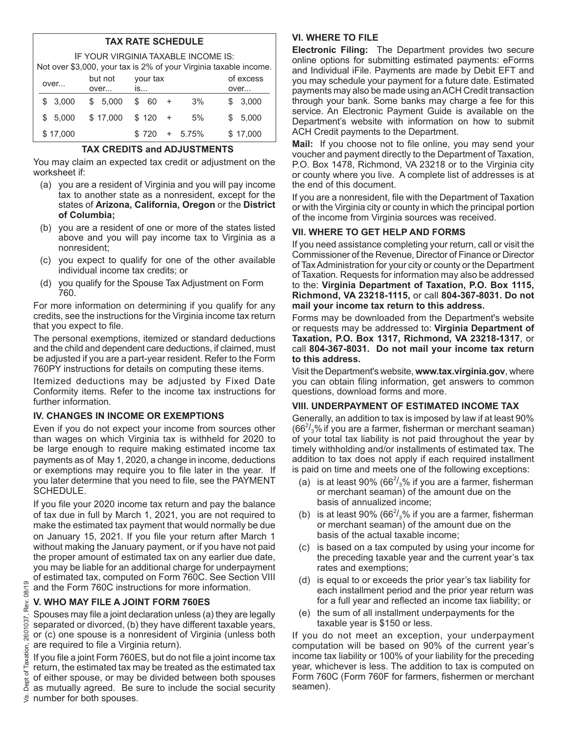## TAX RATE SCHEDULE

IF YOUR VIRGINIA TAXABLE INCOME IS:

Not over $3,000, your tax is 2% of your Virginia taxable income.

| over... | but not over... | your tax is... | | | of excess over... |
|---|---|---|---|---|---|
| $ 3,000 | $ 5,000 | $ 60 | + | 3% | $ 3,000 |
| $ 5,000 | $ 17,000 | $ 120 | + | 5% | $ 5,000 |
| $ 17,000 | | $ 720 | + | 5.75% | $ 17,000 |

## TAX CREDITS and ADJUSTMENTS

You may claim an expected tax credit or adjustment on the worksheet if:

(a) you are a resident of Virginia and you will pay income tax to another state as a nonresident, except for the states of **Arizona, California, Oregon** or the **District of Columbia;**

(b) you are a resident of one or more of the states listed above and you will pay income tax to Virginia as a nonresident;

(c) you expect to qualify for one of the other available individual income tax credits; or

(d) you qualify for the Spouse Tax Adjustment on Form 760.

For more information on determining if you qualify for any credits, see the instructions for the Virginia income tax return that you expect to file.

The personal exemptions, itemized or standard deductions and the child and dependent care deductions, if claimed, must be adjusted if you are a part-year resident. Refer to the Form 760PY instructions for details on computing these items.

Itemized deductions may be adjusted by Fixed Date Conformity items. Refer to the income tax instructions for further information.

## IV. CHANGES IN INCOME OR EXEMPTIONS

Even if you do not expect your income from sources other than wages on which Virginia tax is withheld for 2020 to be large enough to require making estimated income tax payments as of May 1, 2020, a change in income, deductions or exemptions may require you to file later in the year. If you later determine that you need to file, see the PAYMENT SCHEDULE.

If you file your 2020 income tax return and pay the balance of tax due in full by March 1, 2021, you are not required to make the estimated tax payment that would normally be due on January 15, 2021. If you file your return after March 1 without making the January payment, or if you have not paid the proper amount of estimated tax on any earlier due date, you may be liable for an additional charge for underpayment of estimated tax, computed on Form 760C. See Section VIII and the Form 760C instructions for more information.

## V. WHO MAY FILE A JOINT FORM 760ES

Spouses may file a joint declaration unless (a) they are legally separated or divorced, (b) they have different taxable years, or (c) one spouse is a nonresident of Virginia (unless both are required to file a Virginia return).

If you file a joint Form 760ES, but do not file a joint income tax return, the estimated tax may be treated as the estimated tax of either spouse, or may be divided between both spouses as mutually agreed. Be sure to include the social security number for both spouses.

## VI. WHERE TO FILE

**Electronic Filing:** The Department provides two secure online options for submitting estimated payments: eForms and Individual iFile. Payments are made by Debit EFT and you may schedule your payment for a future date. Estimated payments may also be made using an ACH Credit transaction through your bank. Some banks may charge a fee for this service. An Electronic Payment Guide is available on the Department's website with information on how to submit ACH Credit payments to the Department.

**Mail:** If you choose not to file online, you may send your voucher and payment directly to the Department of Taxation, P.O. Box 1478, Richmond, VA 23218 or to the Virginia city or county where you live. A complete list of addresses is at the end of this document.

If you are a nonresident, file with the Department of Taxation or with the Virginia city or county in which the principal portion of the income from Virginia sources was received.

## VII. WHERE TO GET HELP AND FORMS

If you need assistance completing your return, call or visit the Commissioner of the Revenue, Director of Finance or Director of Tax Administration for your city or county or the Department of Taxation. Requests for information may also be addressed to the: **Virginia Department of Taxation, P.O. Box 1115, Richmond, VA 23218-1115,** or call **804-367-8031. Do not mail your income tax return to this address.**

Forms may be downloaded from the Department's website or requests may be addressed to: **Virginia Department of Taxation, P.O. Box 1317, Richmond, VA 23218-1317**, or call **804-367-8031. Do not mail your income tax return to this address.**

Visit the Department's website, **www.tax.virginia.gov**, where you can obtain filing information, get answers to common questions, download forms and more.

## VIII. UNDERPAYMENT OF ESTIMATED INCOME TAX

Generally, an addition to tax is imposed by law if at least 90% ($66^{2}/_{3}$% if you are a farmer, fisherman or merchant seaman) of your total tax liability is not paid throughout the year by timely withholding and/or installments of estimated tax. The addition to tax does not apply if each required installment is paid on time and meets one of the following exceptions:

(a) is at least 90% ($66^{2}/_{3}$% if you are a farmer, fisherman or merchant seaman) of the amount due on the basis of annualized income;

(b) is at least 90% ($66^{2}/_{3}$% if you are a farmer, fisherman or merchant seaman) of the amount due on the basis of the actual taxable income;

(c) is based on a tax computed by using your income for the preceding taxable year and the current year's tax rates and exemptions;

(d) is equal to or exceeds the prior year's tax liability for each installment period and the prior year return was for a full year and reflected an income tax liability; or

(e) the sum of all installment underpayments for the taxable year is $150 or less.

If you do not meet an exception, your underpayment computation will be based on 90% of the current year's income tax liability or 100% of your liability for the preceding year, whichever is less. The addition to tax is computed on Form 760C (Form 760F for farmers, fishermen or merchant seamen).

Va. Dept of Taxation, 2601037, Rev. 08/19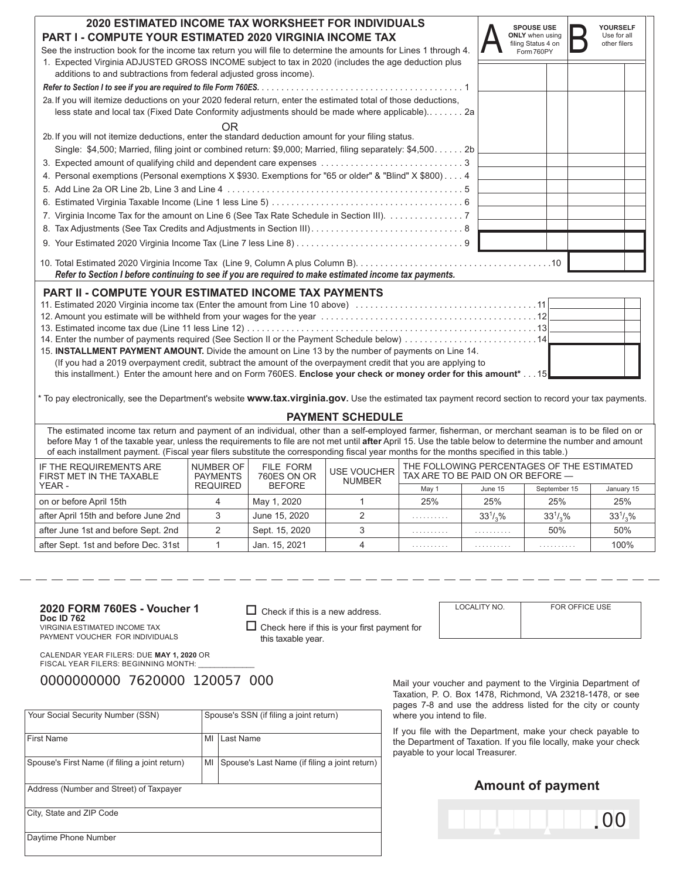## 2020 ESTIMATED INCOME TAX WORKSHEET FOR INDIVIDUALS

### PART I - COMPUTE YOUR ESTIMATED 2020 VIRGINIA INCOME TAX

See the instruction book for the income tax return you will file to determine the amounts for Lines 1 through 4.

| | A SPOUSE USE ONLY when using filing Status 4 on Form 760PY | B YOURSELF Use for all other filers |
|---|---|---|
| 1. Expected Virginia ADJUSTED GROSS INCOME subject to tax in 2020 (includes the age deduction plus additions to and subtractions from federal adjusted gross income). *Refer to Section I to see if you are required to file Form 760ES.* . . . . . 1 | | |
| 2a. If you will itemize deductions on your 2020 federal return, enter the estimated total of those deductions, less state and local tax (Fixed Date Conformity adjustments should be made where applicable). . . . . 2a<br>OR<br>2b. If you will not itemize deductions, enter the standard deduction amount for your filing status. Single: $4,500; Married, filing joint or combined return: $9,000; Married, filing separately: $4,500 . . . . . 2b | | |
| 3. Expected amount of qualifying child and dependent care expenses . . . . . 3 | | |
| 4. Personal exemptions (Personal exemptions X $930. Exemptions for "65 or older" & "Blind" X $800) . . . . 4 | | |
| 5. Add Line 2a OR Line 2b, Line 3 and Line 4 . . . . . 5 | | |
| 6. Estimated Virginia Taxable Income (Line 1 less Line 5) . . . . . 6 | | |
| 7. Virginia Income Tax for the amount on Line 6 (See Tax Rate Schedule in Section III). . . . . 7 | | |
| 8. Tax Adjustments (See Tax Credits and Adjustments in Section III) . . . . . 8 | | |
| 9. Your Estimated 2020 Virginia Income Tax (Line 7 less Line 8) . . . . . 9 | | |

10. Total Estimated 2020 Virginia Income Tax (Line 9, Column A plus Column B). . . . . 10

*Refer to Section I before continuing to see if you are required to make estimated income tax payments.*

### PART II - COMPUTE YOUR ESTIMATED INCOME TAX PAYMENTS

11. Estimated 2020 Virginia income tax (Enter the amount from Line 10 above) . . . . . 11
12. Amount you estimate will be withheld from your wages for the year . . . . . 12
13. Estimated income tax due (Line 11 less Line 12) . . . . . 13
14. Enter the number of payments required (See Section II or the Payment Schedule below) . . . . . 14
15. **INSTALLMENT PAYMENT AMOUNT.** Divide the amount on Line 13 by the number of payments on Line 14. (If you had a 2019 overpayment credit, subtract the amount of the overpayment credit that you are applying to this installment.) Enter the amount here and on Form 760ES. **Enclose your check or money order for this amount*** . . . 15

\* To pay electronically, see the Department's website **www.tax.virginia.gov.** Use the estimated tax payment record section to record your tax payments.

### PAYMENT SCHEDULE

The estimated income tax return and payment of an individual, other than a self-employed farmer, fisherman, or merchant seaman is to be filed on or before May 1 of the taxable year, unless the requirements to file are not met until **after** April 15. Use the table below to determine the number and amount of each installment payment. (Fiscal year filers substitute the corresponding fiscal year months for the months specified in this table.)

| IF THE REQUIREMENTS ARE FIRST MET IN THE TAXABLE YEAR - | NUMBER OF PAYMENTS REQUIRED | FILE FORM 760ES ON OR BEFORE | USE VOUCHER NUMBER | THE FOLLOWING PERCENTAGES OF THE ESTIMATED TAX ARE TO BE PAID ON OR BEFORE — | | | |
|---|---|---|---|---|---|---|---|
| | | | | May 1 | June 15 | September 15 | January 15 |
| on or before April 15th | 4 | May 1, 2020 | 1 | 25% | 25% | 25% | 25% |
| after April 15th and before June 2nd | 3 | June 15, 2020 | 2 | . . . . . | $33^1/_3$% | $33^1/_3$% | $33^1/_3$% |
| after June 1st and before Sept. 2nd | 2 | Sept. 15, 2020 | 3 | . . . . . | . . . . . | 50% | 50% |
| after Sept. 1st and before Dec. 31st | 1 | Jan. 15, 2021 | 4 | . . . . . | . . . . . | . . . . . | 100% |

---

**2020 FORM 760ES - Voucher 1**
**Doc ID 762**
VIRGINIA ESTIMATED INCOME TAX PAYMENT VOUCHER FOR INDIVIDUALS

☐ Check if this is a new address.

☐ Check here if this is your first payment for this taxable year.

| LOCALITY NO. | FOR OFFICE USE |
|---|---|
| | |

CALENDAR YEAR FILERS: DUE **MAY 1, 2020** OR
FISCAL YEAR FILERS: BEGINNING MONTH: ____________

0000000000 7620000 120057 000

| Your Social Security Number (SSN) | Spouse's SSN (if filing a joint return) | |
|---|---|---|
| First Name | MI | Last Name |
| Spouse's First Name (if filing a joint return) | MI | Spouse's Last Name (if filing a joint return) |
| Address (Number and Street) of Taxpayer | | |
| City, State and ZIP Code | | |
| Daytime Phone Number | | |

Mail your voucher and payment to the Virginia Department of Taxation, P. O. Box 1478, Richmond, VA 23218-1478, or see pages 7-8 and use the address listed for the city or county where you intend to file.

If you file with the Department, make your check payable to the Department of Taxation. If you file locally, make your check payable to your local Treasurer.

**Amount of payment**

.00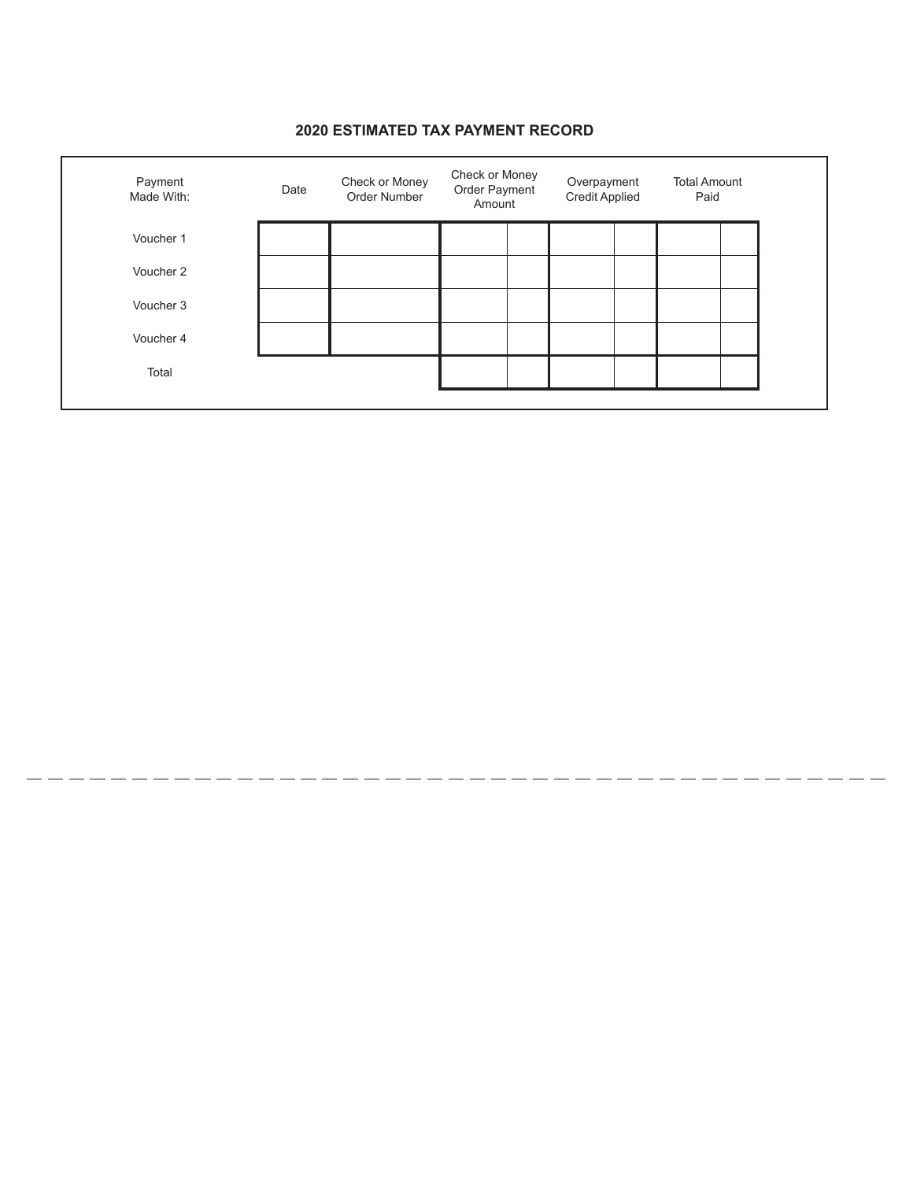## 2020 ESTIMATED TAX PAYMENT RECORD

| Payment Made With: | Date | Check or Money Order Number | Check or Money Order Payment Amount | | Overpayment Credit Applied | | Total Amount Paid | |
|---|---|---|---|---|---|---|---|---|
| Voucher 1 | | | | | | | | |
| Voucher 2 | | | | | | | | |
| Voucher 3 | | | | | | | | |
| Voucher 4 | | | | | | | | |
| Total | | | | | | | | |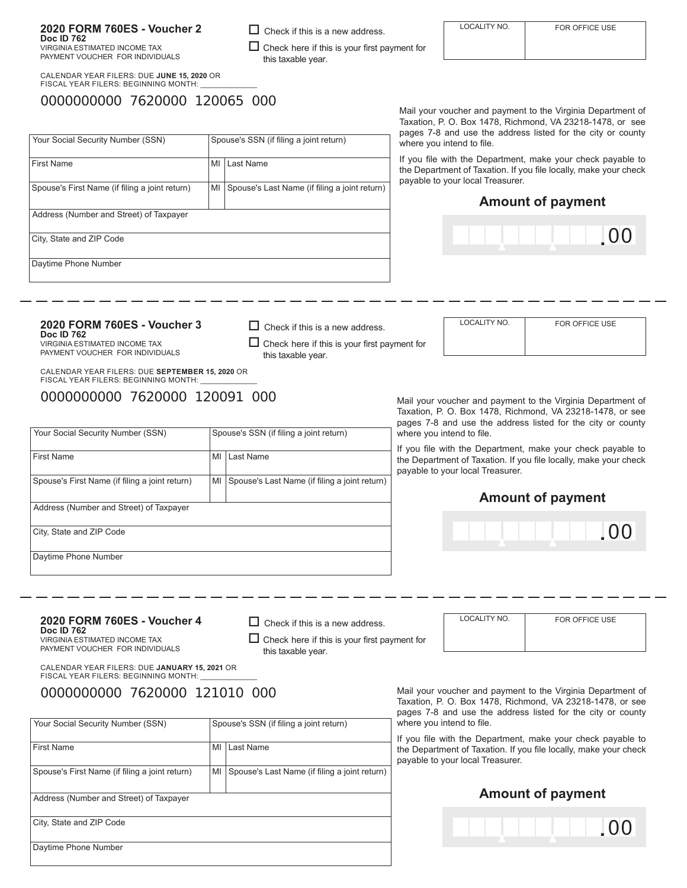**2020 FORM 760ES - Voucher 2**
**Doc ID 762**
VIRGINIA ESTIMATED INCOME TAX PAYMENT VOUCHER FOR INDIVIDUALS

☐ Check if this is a new address.

☐ Check here if this is your first payment for this taxable year.

| LOCALITY NO. | FOR OFFICE USE |
| --- | --- |
| | |

CALENDAR YEAR FILERS: DUE **JUNE 15, 2020** OR
FISCAL YEAR FILERS: BEGINNING MONTH: _____________

0000000000 7620000 120065 000

| Your Social Security Number (SSN) | | Spouse's SSN (if filing a joint return) |
| --- | --- | --- |
| First Name | MI | Last Name |
| Spouse's First Name (if filing a joint return) | MI | Spouse's Last Name (if filing a joint return) |
| Address (Number and Street) of Taxpayer | | |
| City, State and ZIP Code | | |
| Daytime Phone Number | | |

Mail your voucher and payment to the Virginia Department of Taxation, P. O. Box 1478, Richmond, VA 23218-1478, or see pages 7-8 and use the address listed for the city or county where you intend to file.

If you file with the Department, make your check payable to the Department of Taxation. If you file locally, make your check payable to your local Treasurer.

**Amount of payment**

.00

---

**2020 FORM 760ES - Voucher 3**
**Doc ID 762**
VIRGINIA ESTIMATED INCOME TAX PAYMENT VOUCHER FOR INDIVIDUALS

☐ Check if this is a new address.

☐ Check here if this is your first payment for this taxable year.

| LOCALITY NO. | FOR OFFICE USE |
| --- | --- |
| | |

CALENDAR YEAR FILERS: DUE **SEPTEMBER 15, 2020** OR
FISCAL YEAR FILERS: BEGINNING MONTH: _____________

0000000000 7620000 120091 000

| Your Social Security Number (SSN) | | Spouse's SSN (if filing a joint return) |
| --- | --- | --- |
| First Name | MI | Last Name |
| Spouse's First Name (if filing a joint return) | MI | Spouse's Last Name (if filing a joint return) |
| Address (Number and Street) of Taxpayer | | |
| City, State and ZIP Code | | |
| Daytime Phone Number | | |

Mail your voucher and payment to the Virginia Department of Taxation, P. O. Box 1478, Richmond, VA 23218-1478, or see pages 7-8 and use the address listed for the city or county where you intend to file.

If you file with the Department, make your check payable to the Department of Taxation. If you file locally, make your check payable to your local Treasurer.

**Amount of payment**

.00

---

**2020 FORM 760ES - Voucher 4**
**Doc ID 762**
VIRGINIA ESTIMATED INCOME TAX PAYMENT VOUCHER FOR INDIVIDUALS

☐ Check if this is a new address.

☐ Check here if this is your first payment for this taxable year.

| LOCALITY NO. | FOR OFFICE USE |
| --- | --- |
| | |

CALENDAR YEAR FILERS: DUE **JANUARY 15, 2021** OR
FISCAL YEAR FILERS: BEGINNING MONTH: _____________

0000000000 7620000 121010 000

| Your Social Security Number (SSN) | | Spouse's SSN (if filing a joint return) |
| --- | --- | --- |
| First Name | MI | Last Name |
| Spouse's First Name (if filing a joint return) | MI | Spouse's Last Name (if filing a joint return) |
| Address (Number and Street) of Taxpayer | | |
| City, State and ZIP Code | | |
| Daytime Phone Number | | |

Mail your voucher and payment to the Virginia Department of Taxation, P. O. Box 1478, Richmond, VA 23218-1478, or see pages 7-8 and use the address listed for the city or county where you intend to file.

If you file with the Department, make your check payable to the Department of Taxation. If you file locally, make your check payable to your local Treasurer.

**Amount of payment**

.00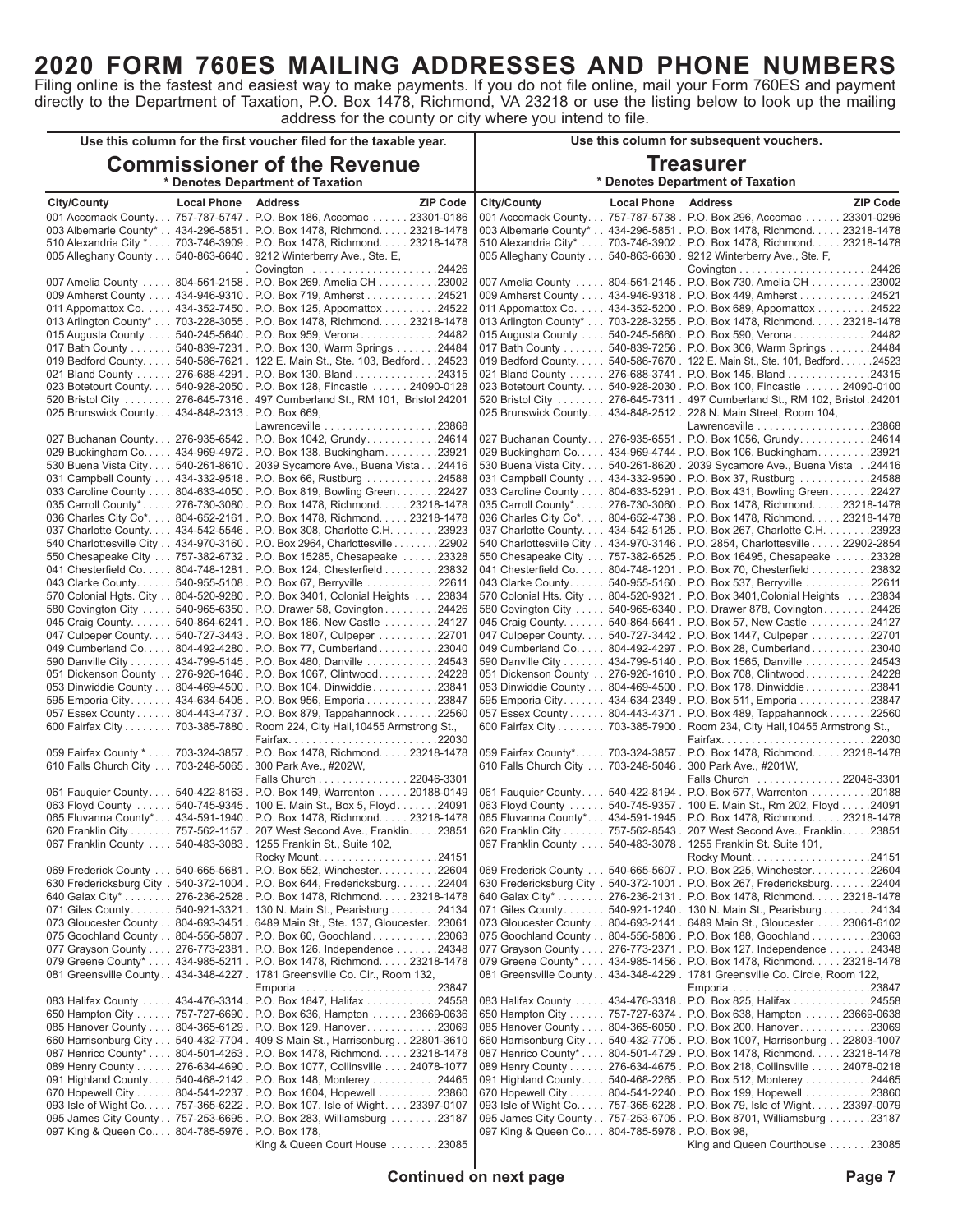# 2020 FORM 760ES MAILING ADDRESSES AND PHONE NUMBERS

Filing online is the fastest and easiest way to make payments. If you do not file online, mail your Form 760ES and payment directly to the Department of Taxation, P.O. Box 1478, Richmond, VA 23218 or use the listing below to look up the mailing address for the county or city where you intend to file.

## Use this column for the first voucher filed for the taxable year.

### Commissioner of the Revenue

*\* Denotes Department of Taxation*

| City/County | Local Phone | Address | ZIP Code |
|---|---|---|---|
| 001 Accomack County | 757-787-5747 | P.O. Box 186, Accomac | 23301-0186 |
| 003 Albemarle County* | 434-296-5851 | P.O. Box 1478, Richmond | 23218-1478 |
| 510 Alexandria City * | 703-746-3909 | P.O. Box 1478, Richmond | 23218-1478 |
| 005 Alleghany County | 540-863-6640 | 9212 Winterberry Ave., Ste. E, Covington | 24426 |
| 007 Amelia County | 804-561-2158 | P.O. Box 269, Amelia CH | 23002 |
| 009 Amherst County | 434-946-9310 | P.O. Box 719, Amherst | 24521 |
| 011 Appomattox Co. | 434-352-7450 | P.O. Box 125, Appomattox | 24522 |
| 013 Arlington County* | 703-228-3055 | P.O. Box 1478, Richmond | 23218-1478 |
| 015 Augusta County | 540-245-5640 | P.O. Box 959, Verona | 24482 |
| 017 Bath County | 540-839-7231 | P.O. Box 130, Warm Springs | 24484 |
| 019 Bedford County | 540-586-7621 | 122 E. Main St., Ste. 103, Bedford | 24523 |
| 021 Bland County | 276-688-4291 | P.O. Box 130, Bland | 24315 |
| 023 Botetourt County | 540-928-2050 | P.O. Box 128, Fincastle | 24090-0128 |
| 520 Bristol City | 276-645-7316 | 497 Cumberland St., RM 101, Bristol | 24201 |
| 025 Brunswick County | 434-848-2313 | P.O. Box 669, Lawrenceville | 23868 |
| 027 Buchanan County | 276-935-6542 | P.O. Box 1042, Grundy | 24614 |
| 029 Buckingham Co. | 434-969-4972 | P.O. Box 138, Buckingham | 23921 |
| 530 Buena Vista City | 540-261-8610 | 2039 Sycamore Ave., Buena Vista | 24416 |
| 031 Campbell County | 434-332-9518 | P.O. Box 66, Rustburg | 24588 |
| 033 Caroline County | 804-633-4050 | P.O. Box 819, Bowling Green | 22427 |
| 035 Carroll County* | 276-730-3080 | P.O. Box 1478, Richmond | 23218-1478 |
| 036 Charles City Co* | 804-652-2161 | P.O. Box 1478, Richmond | 23218-1478 |
| 037 Charlotte County | 434-542-5546 | P.O. Box 308, Charlotte C.H. | 23923 |
| 540 Charlottesville City | 434-970-3160 | P.O. Box 2964, Charlottesville | 22902 |
| 550 Chesapeake City | 757-382-6732 | P.O. Box 15285, Chesapeake | 23328 |
| 041 Chesterfield Co. | 804-748-1281 | P.O. Box 124, Chesterfield | 23832 |
| 043 Clarke County | 540-955-5108 | P.O. Box 67, Berryville | 22611 |
| 570 Colonial Hgts. City | 804-520-9280 | P.O. Box 3401, Colonial Heights | 23834 |
| 580 Covington City | 540-965-6350 | P.O. Drawer 58, Covington | 24426 |
| 045 Craig County | 540-864-6241 | P.O. Box 186, New Castle | 24127 |
| 047 Culpeper County | 540-727-3443 | P.O. Box 1807, Culpeper | 22701 |
| 049 Cumberland Co. | 804-492-4280 | P.O. Box 77, Cumberland | 23040 |
| 590 Danville City | 434-799-5145 | P.O. Box 480, Danville | 24543 |
| 051 Dickenson County | 276-926-1646 | P.O. Box 1067, Clintwood | 24228 |
| 053 Dinwiddie County | 804-469-4500 | P.O. Box 104, Dinwiddie | 23841 |
| 595 Emporia City | 434-634-5405 | P.O. Box 956, Emporia | 23847 |
| 057 Essex County | 804-443-4737 | P.O. Box 879, Tappahannock | 22560 |
| 600 Fairfax City | 703-385-7880 | Room 224, City Hall,10455 Armstrong St., Fairfax | 22030 |
| 059 Fairfax County * | 703-324-3857 | P.O. Box 1478, Richmond | 23218-1478 |
| 610 Falls Church City | 703-248-5065 | 300 Park Ave., #202W, Falls Church | 22046-3301 |
| 061 Fauquier County | 540-422-8163 | P.O. Box 149, Warrenton | 20188-0149 |
| 063 Floyd County | 540-745-9345 | 100 E. Main St., Box 5, Floyd | 24091 |
| 065 Fluvanna County* | 434-591-1940 | P.O. Box 1478, Richmond | 23218-1478 |
| 620 Franklin City | 757-562-1157 | 207 West Second Ave., Franklin | 23851 |
| 067 Franklin County | 540-483-3083 | 1255 Franklin St., Suite 102, Rocky Mount | 24151 |
| 069 Frederick County | 540-665-5681 | P.O. Box 552, Winchester | 22604 |
| 630 Fredericksburg City | 540-372-1004 | P.O. Box 644, Fredericksburg | 22404 |
| 640 Galax City* | 276-236-2528 | P.O. Box 1478, Richmond | 23218-1478 |
| 071 Giles County | 540-921-3321 | 130 N. Main St., Pearisburg | 24134 |
| 073 Gloucester County | 804-693-3451 | 6489 Main St., Ste. 137, Gloucester | 23061 |
| 075 Goochland County | 804-556-5807 | P.O. Box 60, Goochland | 23063 |
| 077 Grayson County | 276-773-2381 | P.O. Box 126, Independence | 24348 |
| 079 Greene County* | 434-985-5211 | P.O. Box 1478, Richmond | 23218-1478 |
| 081 Greensville County | 434-348-4227 | 1781 Greensville Co. Cir., Room 132, Emporia | 23847 |
| 083 Halifax County | 434-476-3314 | P.O. Box 1847, Halifax | 24558 |
| 650 Hampton City | 757-727-6690 | P.O. Box 636, Hampton | 23669-0636 |
| 085 Hanover County | 804-365-6129 | P.O. Box 129, Hanover | 23069 |
| 660 Harrisonburg City | 540-432-7704 | 409 S Main St., Harrisonburg | 22801-3610 |
| 087 Henrico County* | 804-501-4263 | P.O. Box 1478, Richmond | 23218-1478 |
| 089 Henry County | 276-634-4690 | P.O. Box 1077, Collinsville | 24078-1077 |
| 091 Highland County | 540-468-2142 | P.O. Box 148, Monterey | 24465 |
| 670 Hopewell City | 804-541-2237 | P.O. Box 1604, Hopewell | 23860 |
| 093 Isle of Wight Co. | 757-365-6222 | P.O. Box 107, Isle of Wight | 23397-0107 |
| 095 James City County | 757-253-6695 | P.O. Box 283, Williamsburg | 23187 |
| 097 King & Queen Co. | 804-785-5976 | P.O. Box 178, King & Queen Court House | 23085 |

## Use this column for subsequent vouchers.

### Treasurer

*\* Denotes Department of Taxation*

| City/County | Local Phone | Address | ZIP Code |
|---|---|---|---|
| 001 Accomack County | 757-787-5738 | P.O. Box 296, Accomac | 23301-0296 |
| 003 Albemarle County* | 434-296-5851 | P.O. Box 1478, Richmond | 23218-1478 |
| 510 Alexandria City* | 703-746-3902 | P.O. Box 1478, Richmond | 23218-1478 |
| 005 Alleghany County | 540-863-6630 | 9212 Winterberry Ave., Ste. F, Covington | 24426 |
| 007 Amelia County | 804-561-2145 | P.O. Box 730, Amelia CH | 23002 |
| 009 Amherst County | 434-946-9318 | P.O. Box 449, Amherst | 24521 |
| 011 Appomattox Co. | 434-352-5200 | P.O. Box 689, Appomattox | 24522 |
| 013 Arlington County* | 703-228-3255 | P.O. Box 1478, Richmond | 23218-1478 |
| 015 Augusta County | 540-245-5660 | P.O. Box 590, Verona | 24482 |
| 017 Bath County | 540-839-7256 | P.O. Box 306, Warm Springs | 24484 |
| 019 Bedford County | 540-586-7670 | 122 E. Main St., Ste. 101, Bedford | 24523 |
| 021 Bland County | 276-688-3741 | P.O. Box 145, Bland | 24315 |
| 023 Botetourt County | 540-928-2030 | P.O. Box 100, Fincastle | 24090-0100 |
| 520 Bristol City | 276-645-7311 | 497 Cumberland St., RM 102, Bristol | 24201 |
| 025 Brunswick County | 434-848-2512 | 228 N. Main Street, Room 104, Lawrenceville | 23868 |
| 027 Buchanan County | 276-935-6551 | P.O. Box 1056, Grundy | 24614 |
| 029 Buckingham Co. | 434-969-4744 | P.O. Box 106, Buckingham | 23921 |
| 530 Buena Vista City | 540-261-8620 | 2039 Sycamore Ave., Buena Vista | 24416 |
| 031 Campbell County | 434-332-9590 | P.O. Box 37, Rustburg | 24588 |
| 033 Caroline County | 804-633-5291 | P.O. Box 431, Bowling Green | 22427 |
| 035 Carroll County* | 276-730-3060 | P.O. Box 1478, Richmond | 23218-1478 |
| 036 Charles City Co* | 804-652-4738 | P.O. Box 1478, Richmond | 23218-1478 |
| 037 Charlotte County | 434-542-5125 | P.O. Box 267, Charlotte C.H. | 23923 |
| 540 Charlottesville City | 434-970-3146 | P.O. Box 2854, Charlottesville | 22902-2854 |
| 550 Chesapeake City | 757-382-6525 | P.O. Box 16495, Chesapeake | 23328 |
| 041 Chesterfield Co. | 804-748-1201 | P.O. Box 70, Chesterfield | 23832 |
| 043 Clarke County | 540-955-5160 | P.O. Box 537, Berryville | 22611 |
| 570 Colonial Hts. City | 804-520-9321 | P.O. Box 3401,Colonial Heights | 23834 |
| 580 Covington City | 540-965-6340 | P.O. Drawer 878, Covington | 24426 |
| 045 Craig County | 540-864-5641 | P.O. Box 57, New Castle | 24127 |
| 047 Culpeper County | 540-727-3442 | P.O. Box 1447, Culpeper | 22701 |
| 049 Cumberland Co. | 804-492-4297 | P.O. Box 28, Cumberland | 23040 |
| 590 Danville City | 434-799-5140 | P.O. Box 1565, Danville | 24543 |
| 051 Dickenson County | 276-926-1610 | P.O. Box 708, Clintwood | 24228 |
| 053 Dinwiddie County | 804-469-4500 | P.O. Box 178, Dinwiddie | 23841 |
| 595 Emporia City | 434-634-2349 | P.O. Box 511, Emporia | 23847 |
| 057 Essex County | 804-443-4371 | P.O. Box 489, Tappahannock | 22560 |
| 600 Fairfax City | 703-385-7900 | Room 234, City Hall,10455 Armstrong St., Fairfax | 22030 |
| 059 Fairfax County* | 703-324-3857 | P.O. Box 1478, Richmond | 23218-1478 |
| 610 Falls Church City | 703-248-5046 | 300 Park Ave., #201W, Falls Church | 22046-3301 |
| 061 Fauquier County | 540-422-8194 | P.O. Box 677, Warrenton | 20188 |
| 063 Floyd County | 540-745-9357 | 100 E. Main St., Rm 202, Floyd | 24091 |
| 065 Fluvanna County* | 434-591-1945 | P.O. Box 1478, Richmond | 23218-1478 |
| 620 Franklin City | 757-562-8543 | 207 West Second Ave., Franklin | 23851 |
| 067 Franklin County | 540-483-3078 | 1255 Franklin St. Suite 101, Rocky Mount | 24151 |
| 069 Frederick County | 540-665-5607 | P.O. Box 225, Winchester | 22604 |
| 630 Fredericksburg City | 540-372-1001 | P.O. Box 267, Fredericksburg | 22404 |
| 640 Galax City* | 276-236-2131 | P.O. Box 1478, Richmond | 23218-1478 |
| 071 Giles County | 540-921-1240 | 130 N. Main St., Pearisburg | 24134 |
| 073 Gloucester County | 804-693-2141 | 6489 Main St., Gloucester | 23061-6102 |
| 075 Goochland County | 804-556-5806 | P.O. Box 188, Goochland | 23063 |
| 077 Grayson County | 276-773-2371 | P.O. Box 127, Independence | 24348 |
| 079 Greene County* | 434-985-1456 | P.O. Box 1478, Richmond | 23218-1478 |
| 081 Greensville County | 434-348-4229 | 1781 Greensville Co. Circle, Room 122, Emporia | 23847 |
| 083 Halifax County | 434-476-3318 | P.O. Box 825, Halifax | 24558 |
| 650 Hampton City | 757-727-6374 | P.O. Box 638, Hampton | 23669-0638 |
| 085 Hanover County | 804-365-6050 | P.O. Box 200, Hanover | 23069 |
| 660 Harrisonburg City | 540-432-7705 | P.O. Box 1007, Harrisonburg | 22803-1007 |
| 087 Henrico County* | 804-501-4729 | P.O. Box 1478, Richmond | 23218-1478 |
| 089 Henry County | 276-634-4675 | P.O. Box 218, Collinsville | 24078-0218 |
| 091 Highland County | 540-468-2265 | P.O. Box 512, Monterey | 24465 |
| 670 Hopewell City | 804-541-2240 | P.O. Box 199, Hopewell | 23860 |
| 093 Isle of Wight Co. | 757-365-6228 | P.O. Box 79, Isle of Wight | 23397-0079 |
| 095 James City County | 757-253-6705 | P.O. Box 8701, Williamsburg | 23187 |
| 097 King & Queen Co. | 804-785-5978 | P.O. Box 98, King and Queen Courthouse | 23085 |

**Continued on next page**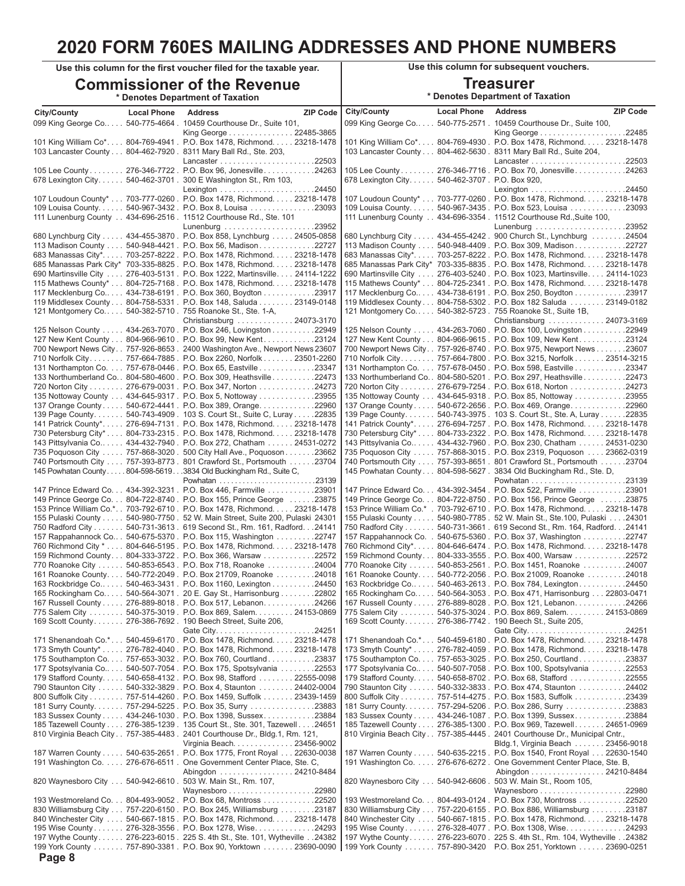# 2020 FORM 760ES MAILING ADDRESSES AND PHONE NUMBERS

## Commissioner of the Revenue

Use this column for the first voucher filed for the taxable year.

\* Denotes Department of Taxation

| City/County | Local Phone | Address | ZIP Code |
|---|---|---|---|
| 099 King George Co. | 540-775-4664 | 10459 Courthouse Dr., Suite 101, King George | 22485-3865 |
| 101 King William Co* | 804-769-4941 | P.O. Box 1478, Richmond | 23218-1478 |
| 103 Lancaster County | 804-462-7920 | 8311 Mary Ball Rd., Ste. 203, Lancaster | 22503 |
| 105 Lee County | 276-346-7722 | P.O. Box 96, Jonesville | 24263 |
| 678 Lexington City | 540-462-3701 | 300 E Washington St., Rm 103, Lexington | 24450 |
| 107 Loudoun County* | 703-777-0260 | P.O. Box 1478, Richmond | 23218-1478 |
| 109 Louisa County | 540-967-3432 | P.O. Box 8, Louisa | 23093 |
| 111 Lunenburg County | 434-696-2516 | 11512 Courthouse Rd., Ste. 101 Lunenburg | 23952 |
| 680 Lynchburg City | 434-455-3870 | P.O. Box 858, Lynchburg | 24505-0858 |
| 113 Madison County | 540-948-4421 | P.O. Box 56, Madison | 22727 |
| 683 Manassas City* | 703-257-8222 | P.O. Box 1478, Richmond | 23218-1478 |
| 685 Manassas Park City* | 703-335-8825 | P.O. Box 1478, Richmond | 23218-1478 |
| 690 Martinsville City | 276-403-5131 | P.O. Box 1222, Martinsville | 24114-1222 |
| 115 Mathews County* | 804-725-7168 | P.O. Box 1478, Richmond | 23218-1478 |
| 117 Mecklenburg Co. | 434-738-6191 | P.O. Box 360, Boydton | 23917 |
| 119 Middlesex County | 804-758-5331 | P.O. Box 148, Saluda | 23149-0148 |
| 121 Montgomery Co. | 540-382-5710 | 755 Roanoke St., Ste. 1-A, Christiansburg | 24073-3170 |
| 125 Nelson County | 434-263-7070 | P.O. Box 246, Lovingston | 22949 |
| 127 New Kent County | 804-966-9610 | P.O. Box 99, New Kent | 23124 |
| 700 Newport News City | 757-926-8653 | 2400 Washington Ave., Newport News | 23607 |
| 710 Norfolk City | 757-664-7885 | P.O. Box 2260, Norfolk | 23501-2260 |
| 131 Northampton Co. | 757-678-0446 | P.O. Box 65, Eastville | 23347 |
| 133 Northumberland Co. | 804-580-4600 | P.O. Box 309, Heathsville | 22473 |
| 720 Norton City | 276-679-0031 | P.O. Box 347, Norton | 24273 |
| 135 Nottoway County | 434-645-9317 | P.O. Box 5, Nottoway | 23955 |
| 137 Orange County | 540-672-4441 | P.O. Box 389, Orange | 22960 |
| 139 Page County | 540-743-4909 | 103 S. Court St., Suite C, Luray | 22835 |
| 141 Patrick County* | 276-694-7131 | P.O. Box 1478, Richmond | 23218-1478 |
| 730 Petersburg City* | 804-733-2315 | P.O. Box 1478, Richmond | 23218-1478 |
| 143 Pittsylvania Co. | 434-432-7940 | P.O. Box 272, Chatham | 24531-0272 |
| 735 Poquoson City | 757-868-3020 | 500 City Hall Ave., Poquoson | 23662 |
| 740 Portsmouth City | 757-393-8773 | 801 Crawford St., Portsmouth | 23704 |
| 145 Powhatan County | 804-598-5619 | 3834 Old Buckingham Rd., Suite C, Powhatan | 23139 |
| 147 Prince Edward Co. | 434-392-3231 | P.O. Box 446, Farmville | 23901 |
| 149 Prince George Co. | 804-722-8740 | P.O. Box 155, Prince George | 23875 |
| 153 Prince William Co.* | 703-792-6710 | P.O. Box 1478, Richmond | 23218-1478 |
| 155 Pulaski County | 540-980-7750 | 52 W. Main Street, Suite 200, Pulaski | 24301 |
| 750 Radford City | 540-731-3613 | 619 Second St., Rm. 161, Radford | 24141 |
| 157 Rappahannock Co. | 540-675-5370 | P.O. Box 115, Washington | 22747 |
| 760 Richmond City * | 804-646-5195 | P.O. Box 1478, Richmond | 23218-1478 |
| 159 Richmond County | 804-333-3722 | P.O. Box 366, Warsaw | 22572 |
| 770 Roanoke City | 540-853-6543 | P.O. Box 718, Roanoke | 24004 |
| 161 Roanoke County | 540-772-2049 | P.O. Box 21709, Roanoke | 24018 |
| 163 Rockbridge Co. | 540-463-3431 | P.O. Box 1160, Lexington | 24450 |
| 165 Rockingham Co. | 540-564-3071 | 20 E. Gay St., Harrisonburg | 22802 |
| 167 Russell County | 276-889-8018 | P.O. Box 517, Lebanon | 24266 |
| 775 Salem City | 540-375-3019 | P.O. Box 869, Salem | 24153-0869 |
| 169 Scott County | 276-386-7692 | 190 Beech Street, Suite 206, Gate City | 24251 |
| 171 Shenandoah Co.* | 540-459-6170 | P.O. Box 1478, Richmond | 23218-1478 |
| 173 Smyth County* | 276-782-4040 | P.O. Box 1478, Richmond | 23218-1478 |
| 175 Southampton Co. | 757-653-3032 | P.O. Box 760, Courtland | 23837 |
| 177 Spotsylvania Co. | 540-507-7054 | P.O. Box 175, Spotsylvania | 22553 |
| 179 Stafford County | 540-658-4132 | P.O. Box 98, Stafford | 22555-0098 |
| 790 Staunton City | 540-332-3829 | P.O. Box 4, Staunton | 24402-0004 |
| 800 Suffolk City | 757-514-4260 | P.O. Box 1459, Suffolk | 23439-1459 |
| 181 Surry County | 757-294-5225 | P.O. Box 35, Surry | 23883 |
| 183 Sussex County | 434-246-1030 | P.O. Box 1398, Sussex | 23884 |
| 185 Tazewell County | 276-385-1239 | 135 Court St., Ste. 301, Tazewell | 24651 |
| 810 Virginia Beach City | 757-385-4483 | 2401 Courthouse Dr., Bldg.1, Rm. 121, Virginia Beach | 23456-9002 |
| 187 Warren County | 540-635-2651 | P.O. Box 1775, Front Royal | 22630-0038 |
| 191 Washington Co. | 276-676-6511 | One Government Center Place, Ste. C, Abingdon | 24210-8484 |
| 820 Waynesboro City | 540-942-6610 | 503 W. Main St., Rm. 107, Waynesboro | 22980 |
| 193 Westmoreland Co. | 804-493-9052 | P.O. Box 68, Montross | 22520 |
| 830 Williamsburg City | 757-220-6150 | P.O. Box 245, Williamsburg | 23187 |
| 840 Winchester City | 540-667-1815 | P.O. Box 1478, Richmond | 23218-1478 |
| 195 Wise County | 276-328-3556 | P.O. Box 1278, Wise | 24293 |
| 197 Wythe County | 276-223-6015 | 225 S. 4th St. Ste. 101, Wytheville | 24382 |
| 199 York County | 757-890-3381 | P.O. Box 90, Yorktown | 23690-0090 |

## Treasurer

Use this column for subsequent vouchers.

\* Denotes Department of Taxation

| City/County | Local Phone | Address | ZIP Code |
|---|---|---|---|
| 099 King George Co. | 540-775-2571 | 10459 Courthouse Dr., Suite 100, King George | 22485 |
| 101 King William Co* | 804-769-4930 | P.O. Box 1478, Richmond | 23218-1478 |
| 103 Lancaster County | 804-462-5630 | 8311 Mary Ball Rd., Suite 204, Lancaster | 22503 |
| 105 Lee County | 276-346-7716 | P.O. Box 70, Jonesville | 24263 |
| 678 Lexington City | 540-462-3707 | P.O. Box 920, Lexington | 24450 |
| 107 Loudoun County* | 703-777-0260 | P.O. Box 1478, Richmond | 23218-1478 |
| 109 Louisa County | 540-967-3435 | P.O. Box 523, Louisa | 23093 |
| 111 Lunenburg County | 434-696-3354 | 11512 Courthouse Rd.,Suite 100, Lunenburg | 23952 |
| 680 Lynchburg City | 434-455-4242 | 900 Church St., Lynchburg | 24504 |
| 113 Madison County | 540-948-4409 | P.O. Box 309, Madison | 22727 |
| 683 Manassas City* | 703-257-8222 | P.O. Box 1478, Richmond | 23218-1478 |
| 685 Manassas Park City* | 703-335-8835 | P.O. Box 1478, Richmond | 23218-1478 |
| 690 Martinsville City | 276-403-5240 | P.O. Box 1023, Martinsville | 24114-1023 |
| 115 Mathews County* | 804-725-2341 | P.O. Box 1478, Richmond | 23218-1478 |
| 117 Mecklenburg Co. | 434-738-6191 | P.O. Box 250, Boydton | 23917 |
| 119 Middlesex County | 804-758-5302 | P.O. Box 182 Saluda | 23149-0182 |
| 121 Montgomery Co. | 540-382-5723 | 755 Roanoke St., Suite 1B, Christiansburg | 24073-3169 |
| 125 Nelson County | 434-263-7060 | P.O. Box 100, Lovingston | 22949 |
| 127 New Kent County | 804-966-9615 | P.O. Box 109, New Kent | 23124 |
| 700 Newport News City | 757-926-8740 | P.O. Box 975, Newport News | 23607 |
| 710 Norfolk City | 757-664-7800 | P.O. Box 3215, Norfolk | 23514-3215 |
| 131 Northampton Co. | 757-678-0450 | P.O. Box 598, Eastville | 23347 |
| 133 Northumberland Co. | 804-580-5201 | P.O. Box 297, Heathsville | 22473 |
| 720 Norton City | 276-679-7254 | P.O. Box 618, Norton | 24273 |
| 135 Nottoway County | 434-645-9318 | P.O. Box 85, Nottoway | 23955 |
| 137 Orange County | 540-672-2656 | P.O. Box 469, Orange | 22960 |
| 139 Page County | 540-743-3975 | 103 S. Court St., Ste. A, Luray | 22835 |
| 141 Patrick County* | 276-694-7257 | P.O. Box 1478, Richmond | 23218-1478 |
| 730 Petersburg City* | 804-733-2322 | P.O. Box 1478, Richmond | 23218-1478 |
| 143 Pittsylvania Co. | 434-432-7960 | P.O. Box 230, Chatham | 24531-0230 |
| 735 Poquoson City | 757-868-3015 | P.O. Box 2319, Poquoson | 23662-0319 |
| 740 Portsmouth City | 757-393-8651 | 801 Crawford St., Portsmouth | 23704 |
| 145 Powhatan County | 804-598-5627 | 3834 Old Buckingham Rd., Ste. D, Powhatan | 23139 |
| 147 Prince Edward Co. | 434-392-3454 | P.O. Box 522, Farmville | 23901 |
| 149 Prince George Co. | 804-722-8750 | P.O. Box 156, Prince George | 23875 |
| 153 Prince William Co.* | 703-792-6710 | P.O. Box 1478, Richmond | 23218-1478 |
| 155 Pulaski County | 540-980-7785 | 52 W. Main St., Ste.100, Pulaski | 24301 |
| 750 Radford City | 540-731-3661 | 619 Second St., Rm. 164, Radford | 24141 |
| 157 Rappahannock Co. | 540-675-5360 | P.O. Box 37, Washington | 22747 |
| 760 Richmond City* | 804-646-6474 | P.O. Box 1478, Richmond | 23218-1478 |
| 159 Richmond County | 804-333-3555 | P.O. Box 400, Warsaw | 22572 |
| 770 Roanoke City | 540-853-2561 | P.O. Box 1451, Roanoke | 24007 |
| 161 Roanoke County | 540-772-2056 | P.O. Box 21009, Roanoke | 24018 |
| 163 Rockbridge Co. | 540-463-2613 | P.O. Box 784, Lexington | 24450 |
| 165 Rockingham Co. | 540-564-3053 | P.O. Box 471, Harrisonburg | 22803-0471 |
| 167 Russell County | 276-889-8028 | P.O. Box 121, Lebanon | 24266 |
| 775 Salem City | 540-375-3024 | P.O. Box 869, Salem | 24153-0869 |
| 169 Scott County | 276-386-7742 | 190 Beech St., Suite 205, Gate City | 24251 |
| 171 Shenandoah Co.* | 540-459-6180 | P.O. Box 1478, Richmond | 23218-1478 |
| 173 Smyth County* | 276-782-4059 | P.O. Box 1478, Richmond | 23218-1478 |
| 175 Southampton Co. | 757-653-3025 | P.O. Box 250, Courtland | 23837 |
| 177 Spotsylvania Co. | 540-507-7058 | P.O. Box 100, Spotsylvania | 22553 |
| 179 Stafford County | 540-658-8702 | P.O. Box 68, Stafford | 22555 |
| 790 Staunton City | 540-332-3833 | P.O. Box 474, Staunton | 24402 |
| 800 Suffolk City | 757-514-4275 | P.O. Box 1583, Suffolk | 23439 |
| 181 Surry County | 757-294-5206 | P.O. Box 286, Surry | 23883 |
| 183 Sussex County | 434-246-1087 | P.O. Box 1399, Sussex | 23884 |
| 185 Tazewell County | 276-385-1300 | P.O. Box 969, Tazewell | 24651-0969 |
| 810 Virginia Beach City | 757-385-4445 | 2401 Courthouse Dr., Municipal Cntr., Bldg.1, Virginia Beach | 23456-9018 |
| 187 Warren County | 540-635-2215 | P.O. Box 1540, Front Royal | 22630-1540 |
| 191 Washington Co. | 276-676-6272 | One Government Center Place, Ste. B, Abingdon | 24210-8484 |
| 820 Waynesboro City | 540-942-6606 | 503 W. Main St., Room 105, Waynesboro | 22980 |
| 193 Westmoreland Co. | 804-493-0124 | P.O. Box 730, Montross | 22520 |
| 830 Williamsburg City | 757-220-6155 | P.O. Box 886, Williamsburg | 23187 |
| 840 Winchester City | 540-667-1815 | P.O. Box 1478, Richmond | 23218-1478 |
| 195 Wise County | 276-328-4077 | P.O. Box 1308, Wise | 24293 |
| 197 Wythe County | 276-223-6070 | 225 S. 4th St., Rm. 104, Wytheville | 24382 |
| 199 York County | 757-890-3420 | P.O. Box 251, Yorktown | 23690-0251 |